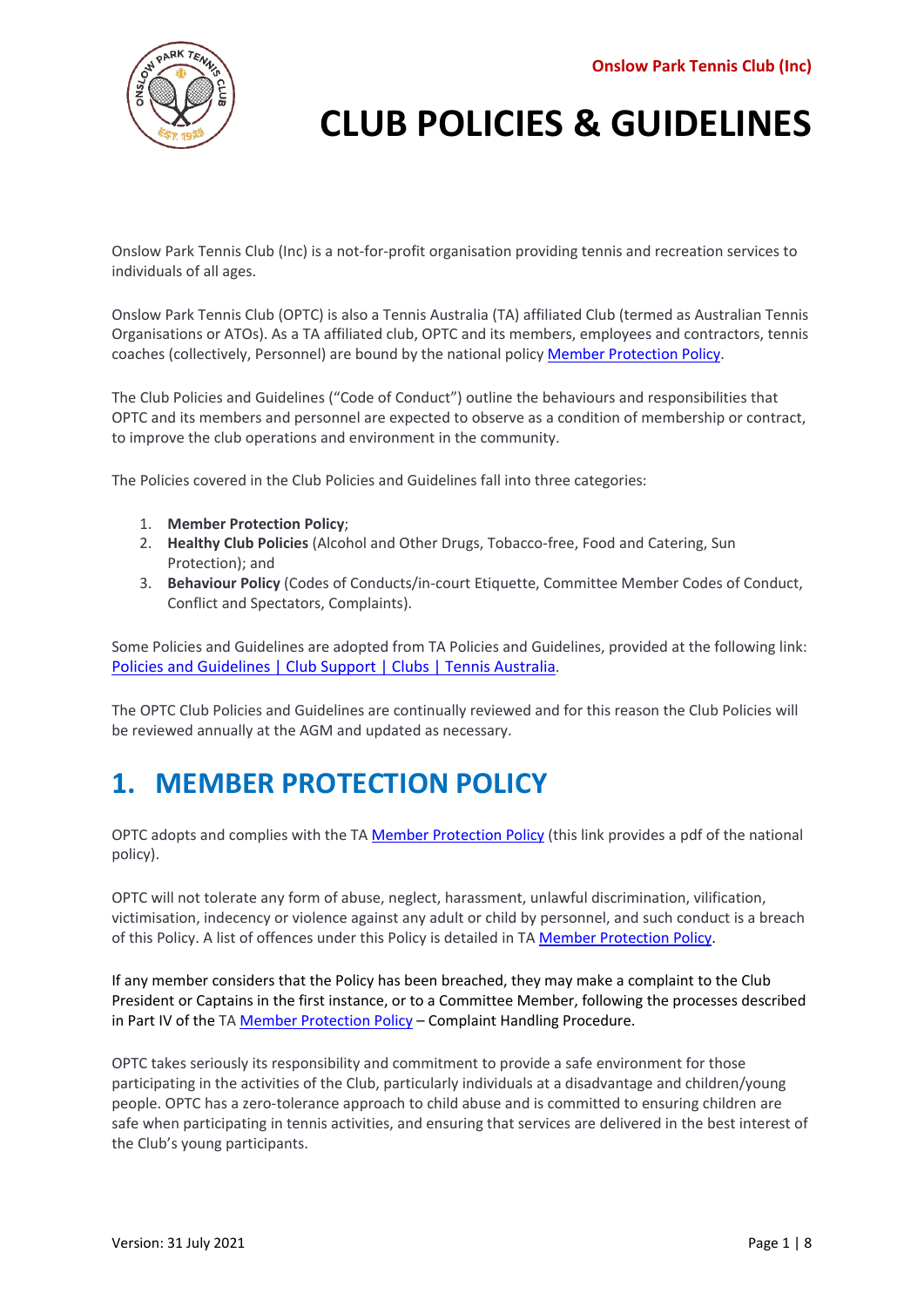Onslow Park Tennis Club (Inc)

# CLUB POLICIES & GUIDELINES

Onslow Park Tennis Club (Inc) is a not-for-profit organisation providing tennis and recreation services to individuals of all ages.

Onslow Park Tennis Club (OPTC) is also a Tennis Australia (TA) affiliated Club (termed as Australian Tennis Organisations or ATOs). As a TA affiliated club, OPTC and its members, employees and contractors, tennis coaches (collectively, Personnel) are bound by the national policy Member Protection Policy.

The Club Policies and Guidelines ("Code of Conduct") outline the behaviours and responsibilities that OPTC and its members and personnel are expected to observe as a condition of membership or contract, to improve the club operations and environment in the community.

The Policies covered in the Club Policies and Guidelines fall into three categories:

1. **Member Protection Policy**;
2. **Healthy Club Policies** (Alcohol and Other Drugs, Tobacco-free, Food and Catering, Sun Protection); and
3. **Behaviour Policy** (Codes of Conducts/in-court Etiquette, Committee Member Codes of Conduct, Conflict and Spectators, Complaints).

Some Policies and Guidelines are adopted from TA Policies and Guidelines, provided at the following link: Policies and Guidelines | Club Support | Clubs | Tennis Australia.

The OPTC Club Policies and Guidelines are continually reviewed and for this reason the Club Policies will be reviewed annually at the AGM and updated as necessary.

## 1. MEMBER PROTECTION POLICY

OPTC adopts and complies with the TA Member Protection Policy (this link provides a pdf of the national policy).

OPTC will not tolerate any form of abuse, neglect, harassment, unlawful discrimination, vilification, victimisation, indecency or violence against any adult or child by personnel, and such conduct is a breach of this Policy. A list of offences under this Policy is detailed in TA Member Protection Policy.

If any member considers that the Policy has been breached, they may make a complaint to the Club President or Captains in the first instance, or to a Committee Member, following the processes described in Part IV of the TA Member Protection Policy – Complaint Handling Procedure.

OPTC takes seriously its responsibility and commitment to provide a safe environment for those participating in the activities of the Club, particularly individuals at a disadvantage and children/young people. OPTC has a zero-tolerance approach to child abuse and is committed to ensuring children are safe when participating in tennis activities, and ensuring that services are delivered in the best interest of the Club's young participants.

Version: 31 July 2021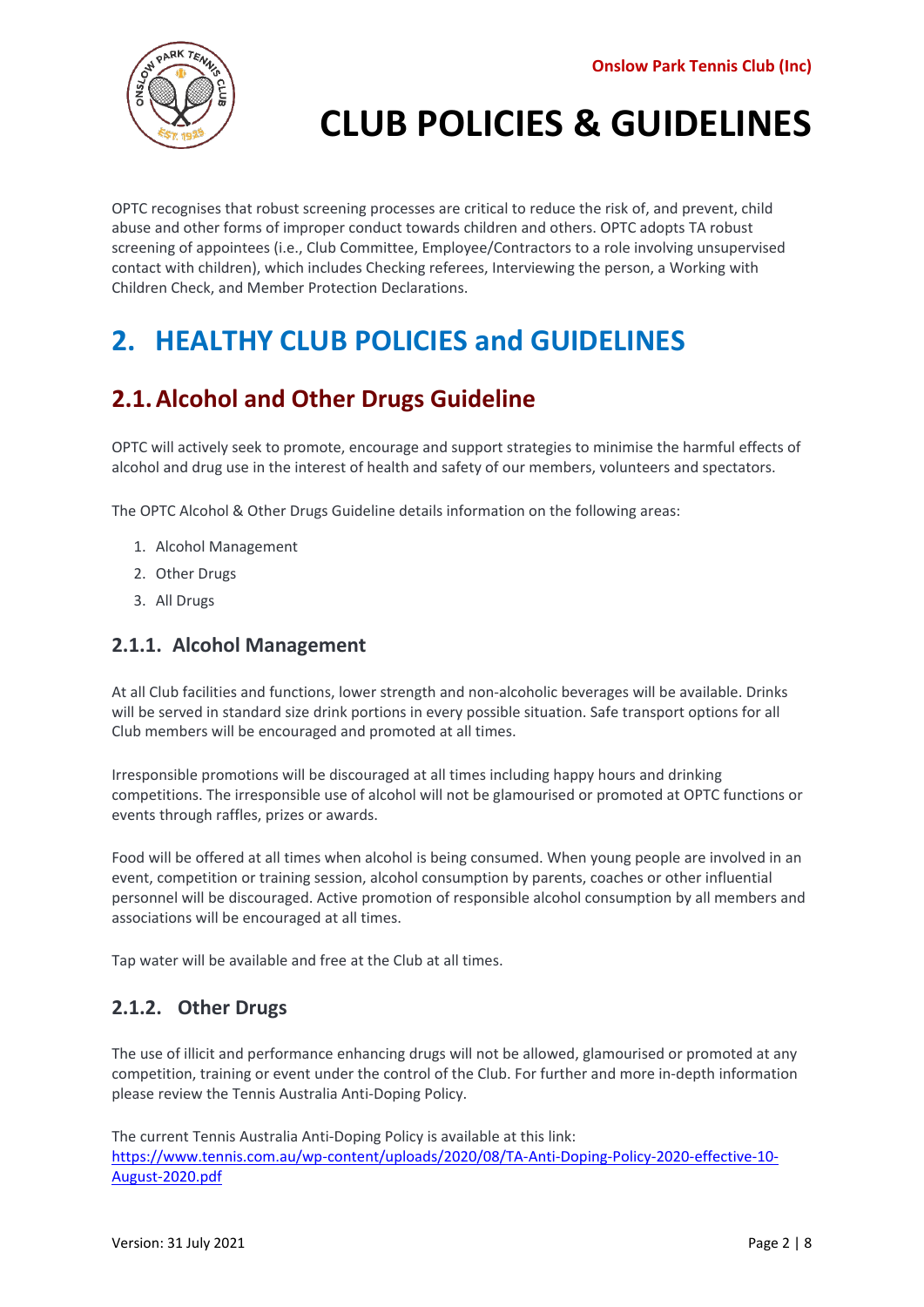OPTC recognises that robust screening processes are critical to reduce the risk of, and prevent, child abuse and other forms of improper conduct towards children and others. OPTC adopts TA robust screening of appointees (i.e., Club Committee, Employee/Contractors to a role involving unsupervised contact with children), which includes Checking referees, Interviewing the person, a Working with Children Check, and Member Protection Declarations.

# 2. HEALTHY CLUB POLICIES and GUIDELINES

## 2.1. Alcohol and Other Drugs Guideline

OPTC will actively seek to promote, encourage and support strategies to minimise the harmful effects of alcohol and drug use in the interest of health and safety of our members, volunteers and spectators.

The OPTC Alcohol & Other Drugs Guideline details information on the following areas:

1. Alcohol Management
2. Other Drugs
3. All Drugs

### 2.1.1. Alcohol Management

At all Club facilities and functions, lower strength and non-alcoholic beverages will be available. Drinks will be served in standard size drink portions in every possible situation. Safe transport options for all Club members will be encouraged and promoted at all times.

Irresponsible promotions will be discouraged at all times including happy hours and drinking competitions. The irresponsible use of alcohol will not be glamourised or promoted at OPTC functions or events through raffles, prizes or awards.

Food will be offered at all times when alcohol is being consumed. When young people are involved in an event, competition or training session, alcohol consumption by parents, coaches or other influential personnel will be discouraged. Active promotion of responsible alcohol consumption by all members and associations will be encouraged at all times.

Tap water will be available and free at the Club at all times.

### 2.1.2. Other Drugs

The use of illicit and performance enhancing drugs will not be allowed, glamourised or promoted at any competition, training or event under the control of the Club. For further and more in-depth information please review the Tennis Australia Anti-Doping Policy.

The current Tennis Australia Anti-Doping Policy is available at this link:
https://www.tennis.com.au/wp-content/uploads/2020/08/TA-Anti-Doping-Policy-2020-effective-10-August-2020.pdf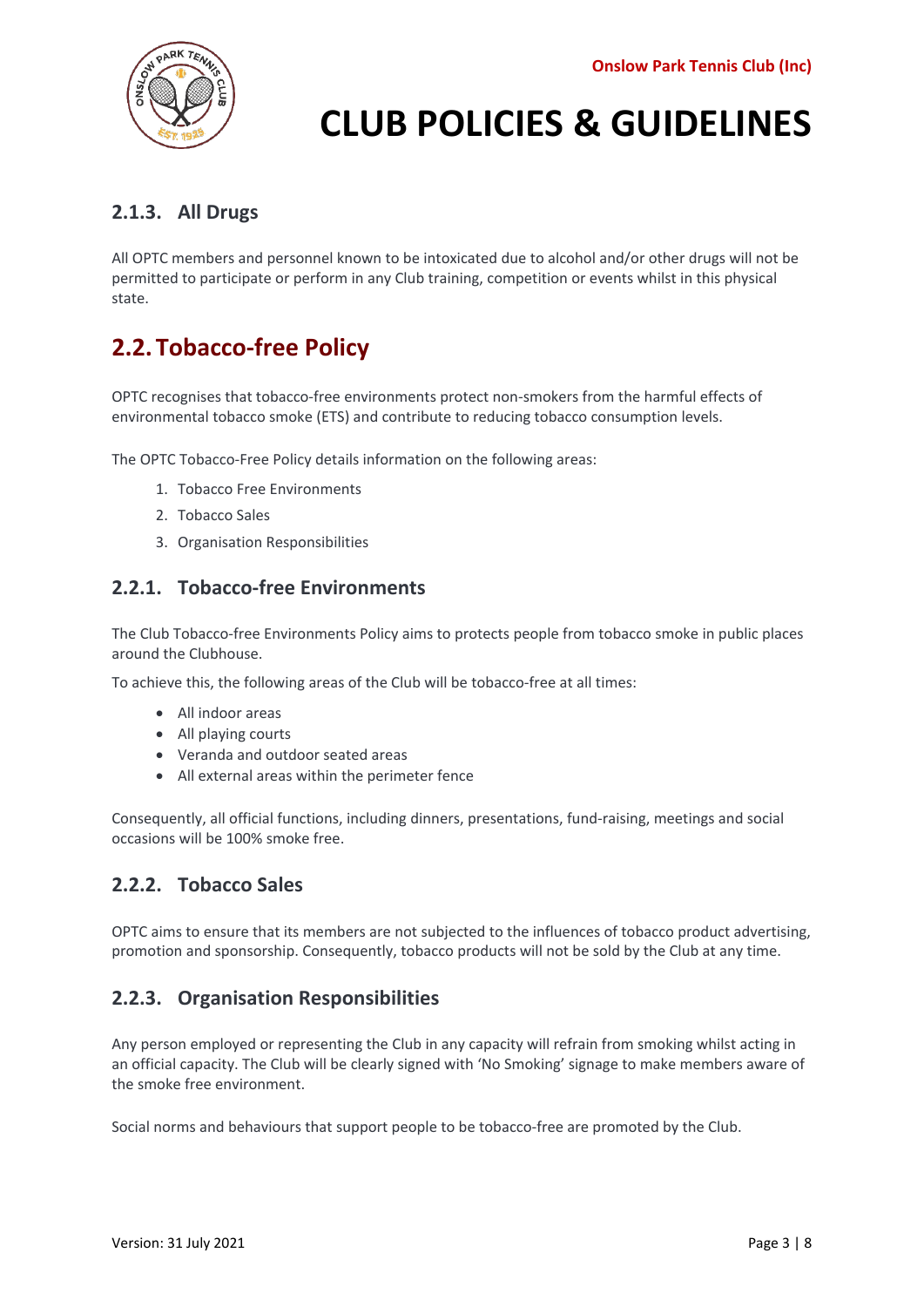### 2.1.3. All Drugs

All OPTC members and personnel known to be intoxicated due to alcohol and/or other drugs will not be permitted to participate or perform in any Club training, competition or events whilst in this physical state.

## 2.2. Tobacco-free Policy

OPTC recognises that tobacco-free environments protect non-smokers from the harmful effects of environmental tobacco smoke (ETS) and contribute to reducing tobacco consumption levels.

The OPTC Tobacco-Free Policy details information on the following areas:

1. Tobacco Free Environments
2. Tobacco Sales
3. Organisation Responsibilities

### 2.2.1. Tobacco-free Environments

The Club Tobacco-free Environments Policy aims to protects people from tobacco smoke in public places around the Clubhouse.

To achieve this, the following areas of the Club will be tobacco-free at all times:

- All indoor areas
- All playing courts
- Veranda and outdoor seated areas
- All external areas within the perimeter fence

Consequently, all official functions, including dinners, presentations, fund-raising, meetings and social occasions will be 100% smoke free.

### 2.2.2. Tobacco Sales

OPTC aims to ensure that its members are not subjected to the influences of tobacco product advertising, promotion and sponsorship. Consequently, tobacco products will not be sold by the Club at any time.

### 2.2.3. Organisation Responsibilities

Any person employed or representing the Club in any capacity will refrain from smoking whilst acting in an official capacity. The Club will be clearly signed with 'No Smoking' signage to make members aware of the smoke free environment.

Social norms and behaviours that support people to be tobacco-free are promoted by the Club.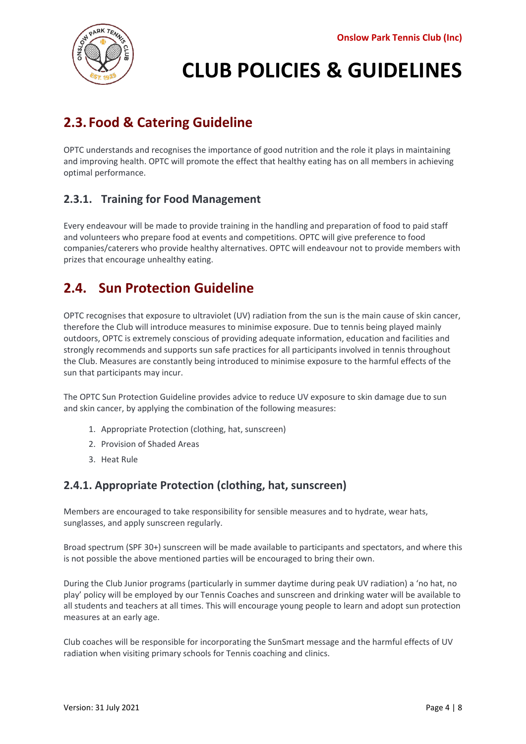## 2.3. Food & Catering Guideline

OPTC understands and recognises the importance of good nutrition and the role it plays in maintaining and improving health. OPTC will promote the effect that healthy eating has on all members in achieving optimal performance.

### 2.3.1. Training for Food Management

Every endeavour will be made to provide training in the handling and preparation of food to paid staff and volunteers who prepare food at events and competitions. OPTC will give preference to food companies/caterers who provide healthy alternatives. OPTC will endeavour not to provide members with prizes that encourage unhealthy eating.

## 2.4. Sun Protection Guideline

OPTC recognises that exposure to ultraviolet (UV) radiation from the sun is the main cause of skin cancer, therefore the Club will introduce measures to minimise exposure. Due to tennis being played mainly outdoors, OPTC is extremely conscious of providing adequate information, education and facilities and strongly recommends and supports sun safe practices for all participants involved in tennis throughout the Club. Measures are constantly being introduced to minimise exposure to the harmful effects of the sun that participants may incur.

The OPTC Sun Protection Guideline provides advice to reduce UV exposure to skin damage due to sun and skin cancer, by applying the combination of the following measures:

1. Appropriate Protection (clothing, hat, sunscreen)
2. Provision of Shaded Areas
3. Heat Rule

### 2.4.1. Appropriate Protection (clothing, hat, sunscreen)

Members are encouraged to take responsibility for sensible measures and to hydrate, wear hats, sunglasses, and apply sunscreen regularly.

Broad spectrum (SPF 30+) sunscreen will be made available to participants and spectators, and where this is not possible the above mentioned parties will be encouraged to bring their own.

During the Club Junior programs (particularly in summer daytime during peak UV radiation) a 'no hat, no play' policy will be employed by our Tennis Coaches and sunscreen and drinking water will be available to all students and teachers at all times. This will encourage young people to learn and adopt sun protection measures at an early age.

Club coaches will be responsible for incorporating the SunSmart message and the harmful effects of UV radiation when visiting primary schools for Tennis coaching and clinics.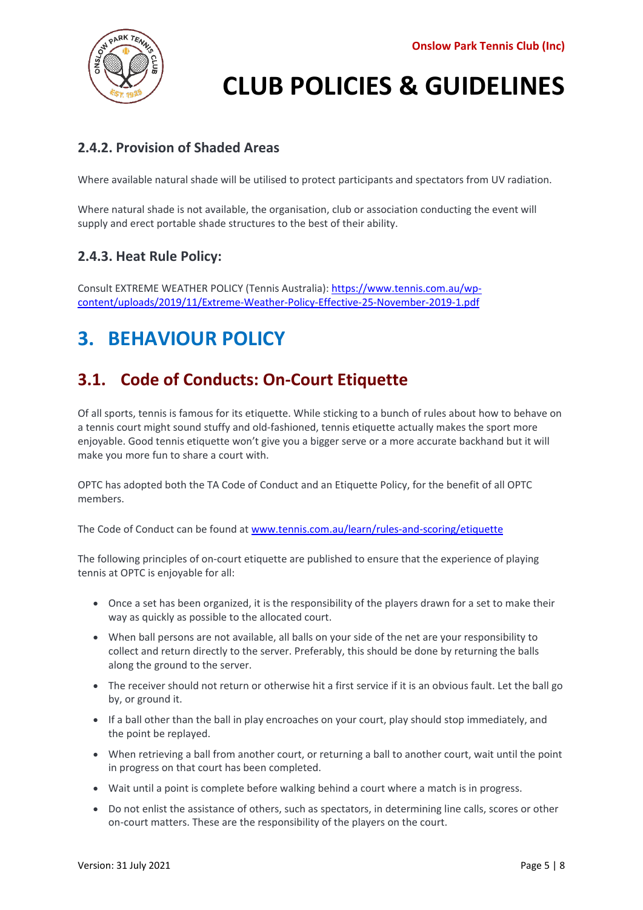### 2.4.2. Provision of Shaded Areas

Where available natural shade will be utilised to protect participants and spectators from UV radiation.

Where natural shade is not available, the organisation, club or association conducting the event will supply and erect portable shade structures to the best of their ability.

### 2.4.3. Heat Rule Policy:

Consult EXTREME WEATHER POLICY (Tennis Australia): [https://www.tennis.com.au/wp-content/uploads/2019/11/Extreme-Weather-Policy-Effective-25-November-2019-1.pdf](https://www.tennis.com.au/wp-content/uploads/2019/11/Extreme-Weather-Policy-Effective-25-November-2019-1.pdf)

# 3. BEHAVIOUR POLICY

## 3.1. Code of Conducts: On-Court Etiquette

Of all sports, tennis is famous for its etiquette. While sticking to a bunch of rules about how to behave on a tennis court might sound stuffy and old-fashioned, tennis etiquette actually makes the sport more enjoyable. Good tennis etiquette won't give you a bigger serve or a more accurate backhand but it will make you more fun to share a court with.

OPTC has adopted both the TA Code of Conduct and an Etiquette Policy, for the benefit of all OPTC members.

The Code of Conduct can be found at [www.tennis.com.au/learn/rules-and-scoring/etiquette](www.tennis.com.au/learn/rules-and-scoring/etiquette)

The following principles of on-court etiquette are published to ensure that the experience of playing tennis at OPTC is enjoyable for all:

- Once a set has been organized, it is the responsibility of the players drawn for a set to make their way as quickly as possible to the allocated court.
- When ball persons are not available, all balls on your side of the net are your responsibility to collect and return directly to the server. Preferably, this should be done by returning the balls along the ground to the server.
- The receiver should not return or otherwise hit a first service if it is an obvious fault. Let the ball go by, or ground it.
- If a ball other than the ball in play encroaches on your court, play should stop immediately, and the point be replayed.
- When retrieving a ball from another court, or returning a ball to another court, wait until the point in progress on that court has been completed.
- Wait until a point is complete before walking behind a court where a match is in progress.
- Do not enlist the assistance of others, such as spectators, in determining line calls, scores or other on-court matters. These are the responsibility of the players on the court.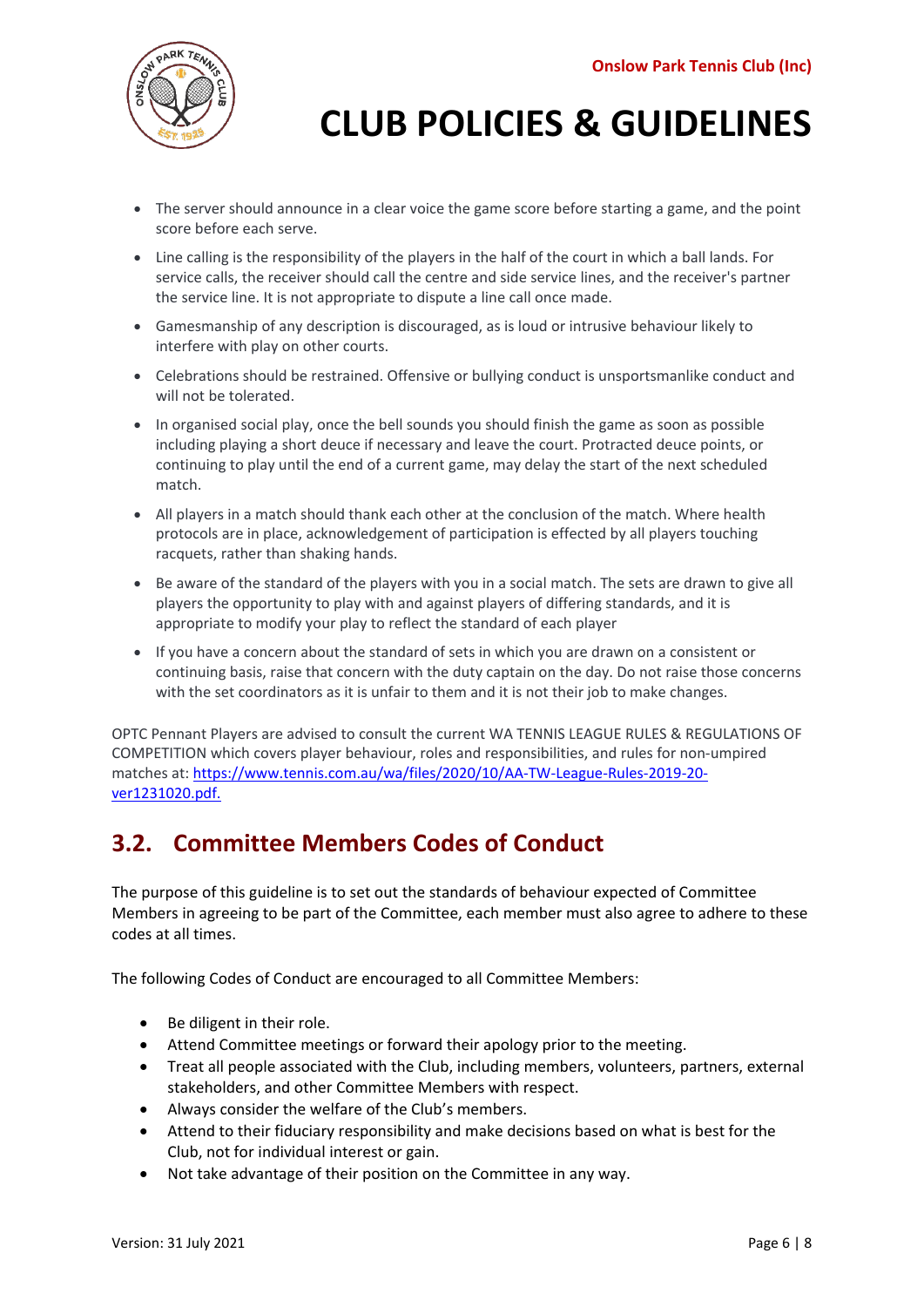- The server should announce in a clear voice the game score before starting a game, and the point score before each serve.
- Line calling is the responsibility of the players in the half of the court in which a ball lands. For service calls, the receiver should call the centre and side service lines, and the receiver's partner the service line. It is not appropriate to dispute a line call once made.
- Gamesmanship of any description is discouraged, as is loud or intrusive behaviour likely to interfere with play on other courts.
- Celebrations should be restrained. Offensive or bullying conduct is unsportsmanlike conduct and will not be tolerated.
- In organised social play, once the bell sounds you should finish the game as soon as possible including playing a short deuce if necessary and leave the court. Protracted deuce points, or continuing to play until the end of a current game, may delay the start of the next scheduled match.
- All players in a match should thank each other at the conclusion of the match. Where health protocols are in place, acknowledgement of participation is effected by all players touching racquets, rather than shaking hands.
- Be aware of the standard of the players with you in a social match. The sets are drawn to give all players the opportunity to play with and against players of differing standards, and it is appropriate to modify your play to reflect the standard of each player
- If you have a concern about the standard of sets in which you are drawn on a consistent or continuing basis, raise that concern with the duty captain on the day. Do not raise those concerns with the set coordinators as it is unfair to them and it is not their job to make changes.

OPTC Pennant Players are advised to consult the current WA TENNIS LEAGUE RULES & REGULATIONS OF COMPETITION which covers player behaviour, roles and responsibilities, and rules for non-umpired matches at: [https://www.tennis.com.au/wa/files/2020/10/AA-TW-League-Rules-2019-20-ver1231020.pdf.](https://www.tennis.com.au/wa/files/2020/10/AA-TW-League-Rules-2019-20-ver1231020.pdf)

## 3.2. Committee Members Codes of Conduct

The purpose of this guideline is to set out the standards of behaviour expected of Committee Members in agreeing to be part of the Committee, each member must also agree to adhere to these codes at all times.

The following Codes of Conduct are encouraged to all Committee Members:

- Be diligent in their role.
- Attend Committee meetings or forward their apology prior to the meeting.
- Treat all people associated with the Club, including members, volunteers, partners, external stakeholders, and other Committee Members with respect.
- Always consider the welfare of the Club's members.
- Attend to their fiduciary responsibility and make decisions based on what is best for the Club, not for individual interest or gain.
- Not take advantage of their position on the Committee in any way.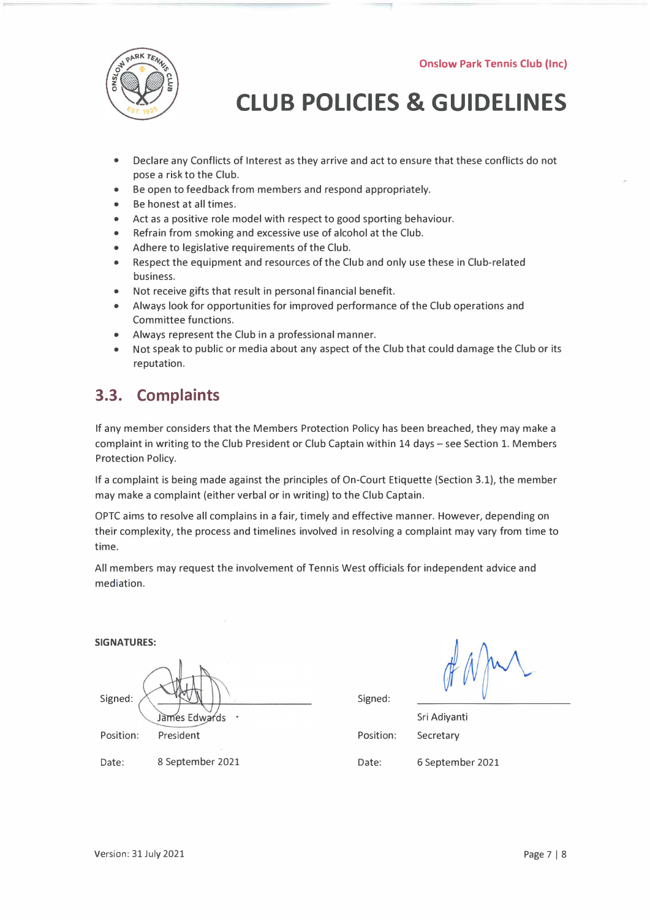- Declare any Conflicts of Interest as they arrive and act to ensure that these conflicts do not pose a risk to the Club.
- Be open to feedback from members and respond appropriately.
- Be honest at all times.
- Act as a positive role model with respect to good sporting behaviour.
- Refrain from smoking and excessive use of alcohol at the Club.
- Adhere to legislative requirements of the Club.
- Respect the equipment and resources of the Club and only use these in Club-related business.
- Not receive gifts that result in personal financial benefit.
- Always look for opportunities for improved performance of the Club operations and Committee functions.
- Always represent the Club in a professional manner.
- Not speak to public or media about any aspect of the Club that could damage the Club or its reputation.

## 3.3. Complaints

If any member considers that the Members Protection Policy has been breached, they may make a complaint in writing to the Club President or Club Captain within 14 days – see Section 1. Members Protection Policy.

If a complaint is being made against the principles of On-Court Etiquette (Section 3.1), the member may make a complaint (either verbal or in writing) to the Club Captain.

OPTC aims to resolve all complains in a fair, timely and effective manner. However, depending on their complexity, the process and timelines involved in resolving a complaint may vary from time to time.

All members may request the involvement of Tennis West officials for independent advice and mediation.

**SIGNATURES:**

| | | | |
|---|---|---|---|
| Signed: | James Edwards | Signed: | Sri Adiyanti |
| Position: | President | Position: | Secretary |
| Date: | 8 September 2021 | Date: | 6 September 2021 |

Version: 31 July 2021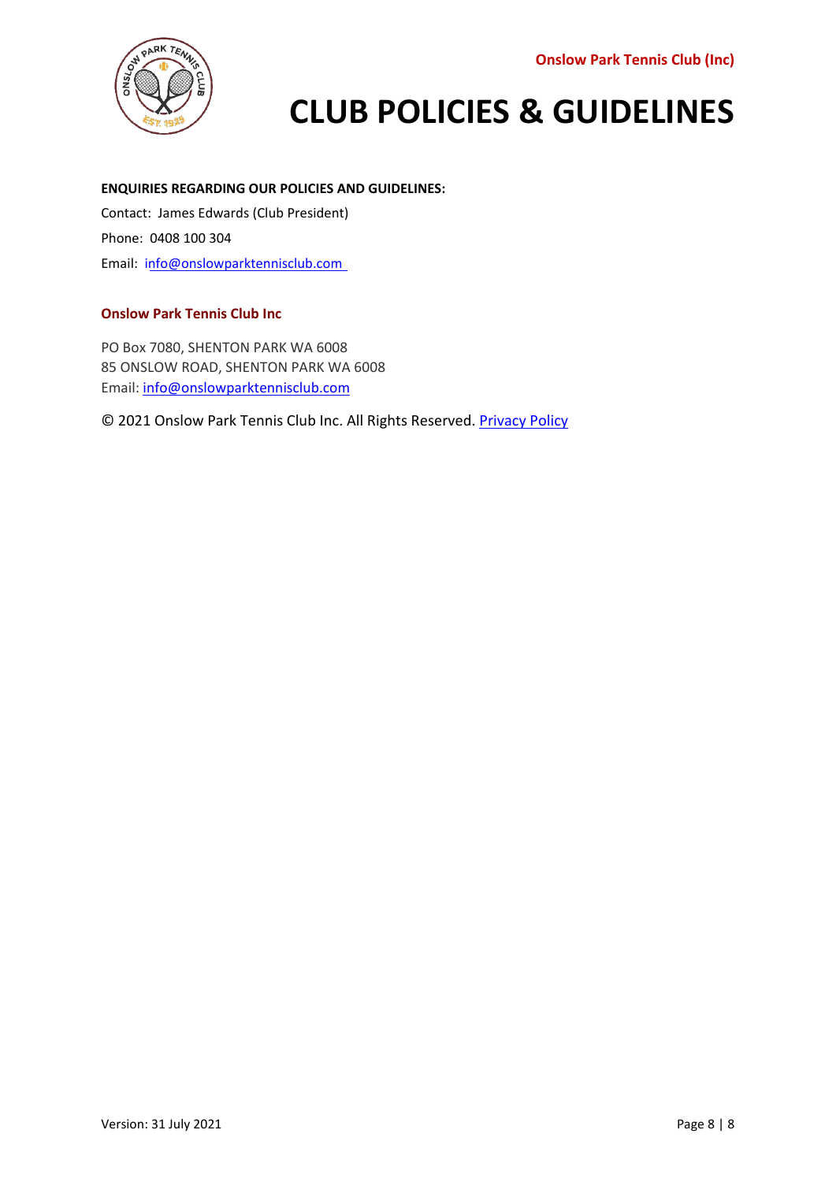**ENQUIRIES REGARDING OUR POLICIES AND GUIDELINES:**

Contact: James Edwards (Club President)

Phone: 0408 100 304

Email: info@onslowparktennisclub.com

**Onslow Park Tennis Club Inc**

PO Box 7080, SHENTON PARK WA 6008
85 ONSLOW ROAD, SHENTON PARK WA 6008
Email: info@onslowparktennisclub.com

© 2021 Onslow Park Tennis Club Inc. All Rights Reserved. Privacy Policy

Version: 31 July 2021